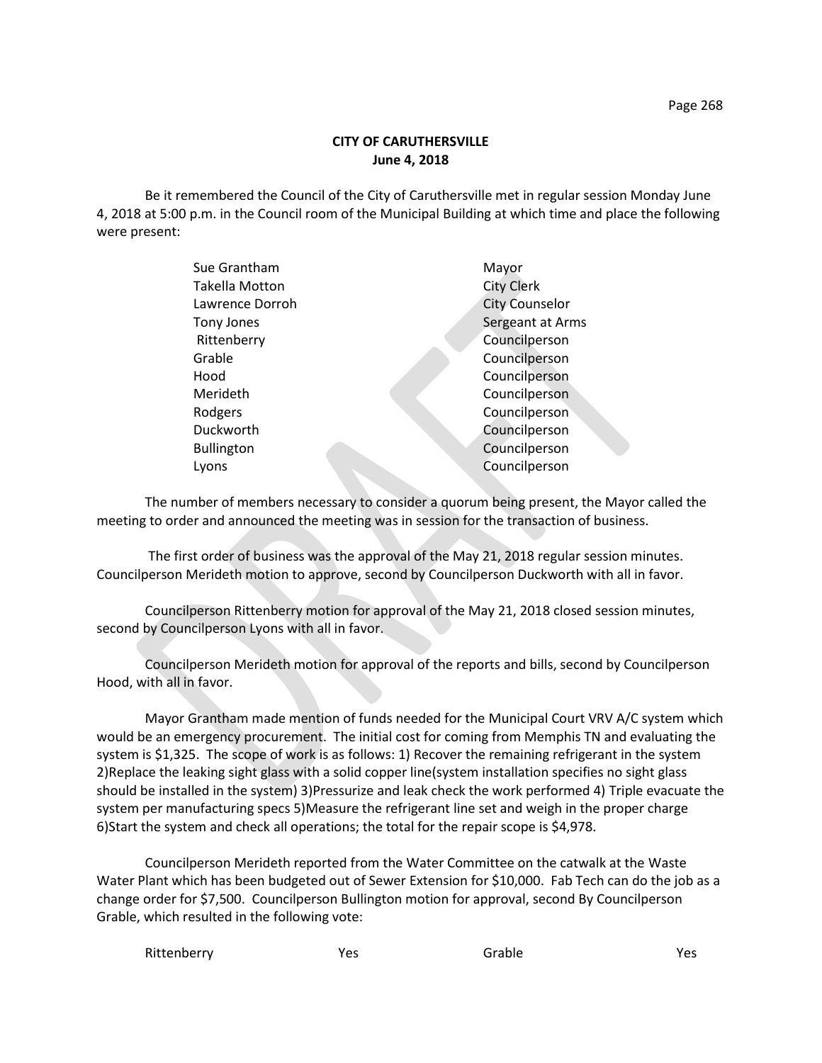# CITY OF CARUTHERSVILLE

## June 4, 2018

Be it remembered the Council of the City of Caruthersville met in regular session Monday June 4, 2018 at 5:00 p.m. in the Council room of the Municipal Building at which time and place the following were present:

| | |
|---|---|
| Sue Grantham | Mayor |
| Takella Motton | City Clerk |
| Lawrence Dorroh | City Counselor |
| Tony Jones | Sergeant at Arms |
| Rittenberry | Councilperson |
| Grable | Councilperson |
| Hood | Councilperson |
| Merideth | Councilperson |
| Rodgers | Councilperson |
| Duckworth | Councilperson |
| Bullington | Councilperson |
| Lyons | Councilperson |

The number of members necessary to consider a quorum being present, the Mayor called the meeting to order and announced the meeting was in session for the transaction of business.

The first order of business was the approval of the May 21, 2018 regular session minutes. Councilperson Merideth motion to approve, second by Councilperson Duckworth with all in favor.

Councilperson Rittenberry motion for approval of the May 21, 2018 closed session minutes, second by Councilperson Lyons with all in favor.

Councilperson Merideth motion for approval of the reports and bills, second by Councilperson Hood, with all in favor.

Mayor Grantham made mention of funds needed for the Municipal Court VRV A/C system which would be an emergency procurement. The initial cost for coming from Memphis TN and evaluating the system is $1,325. The scope of work is as follows: 1) Recover the remaining refrigerant in the system 2)Replace the leaking sight glass with a solid copper line(system installation specifies no sight glass should be installed in the system) 3)Pressurize and leak check the work performed 4) Triple evacuate the system per manufacturing specs 5)Measure the refrigerant line set and weigh in the proper charge 6)Start the system and check all operations; the total for the repair scope is $4,978.

Councilperson Merideth reported from the Water Committee on the catwalk at the Waste Water Plant which has been budgeted out of Sewer Extension for $10,000. Fab Tech can do the job as a change order for $7,500. Councilperson Bullington motion for approval, second By Councilperson Grable, which resulted in the following vote:

| | | | |
|---|---|---|---|
| Rittenberry | Yes | Grable | Yes |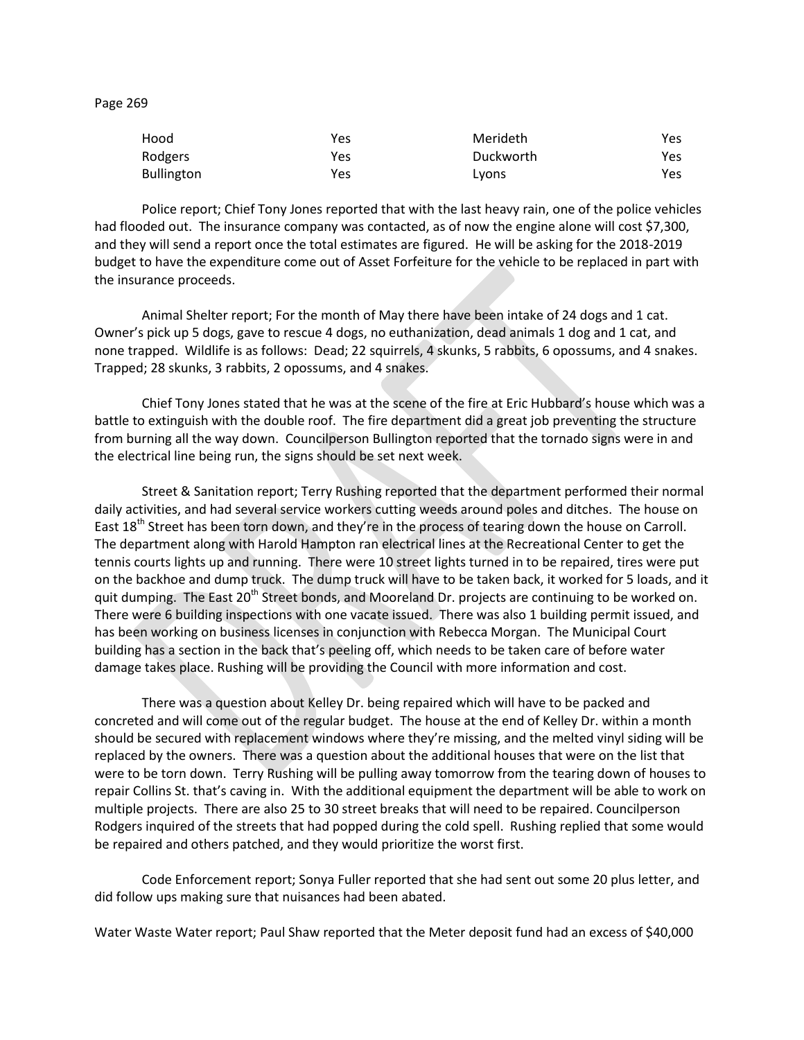| Hood | Yes | Merideth | Yes |
|---|---|---|---|
| Rodgers | Yes | Duckworth | Yes |
| Bullington | Yes | Lyons | Yes |

Police report; Chief Tony Jones reported that with the last heavy rain, one of the police vehicles had flooded out. The insurance company was contacted, as of now the engine alone will cost $7,300, and they will send a report once the total estimates are figured. He will be asking for the 2018-2019 budget to have the expenditure come out of Asset Forfeiture for the vehicle to be replaced in part with the insurance proceeds.

Animal Shelter report; For the month of May there have been intake of 24 dogs and 1 cat. Owner's pick up 5 dogs, gave to rescue 4 dogs, no euthanization, dead animals 1 dog and 1 cat, and none trapped. Wildlife is as follows: Dead; 22 squirrels, 4 skunks, 5 rabbits, 6 opossums, and 4 snakes. Trapped; 28 skunks, 3 rabbits, 2 opossums, and 4 snakes.

Chief Tony Jones stated that he was at the scene of the fire at Eric Hubbard's house which was a battle to extinguish with the double roof. The fire department did a great job preventing the structure from burning all the way down. Councilperson Bullington reported that the tornado signs were in and the electrical line being run, the signs should be set next week.

Street & Sanitation report; Terry Rushing reported that the department performed their normal daily activities, and had several service workers cutting weeds around poles and ditches. The house on East 18th Street has been torn down, and they're in the process of tearing down the house on Carroll. The department along with Harold Hampton ran electrical lines at the Recreational Center to get the tennis courts lights up and running. There were 10 street lights turned in to be repaired, tires were put on the backhoe and dump truck. The dump truck will have to be taken back, it worked for 5 loads, and it quit dumping. The East 20th Street bonds, and Mooreland Dr. projects are continuing to be worked on. There were 6 building inspections with one vacate issued. There was also 1 building permit issued, and has been working on business licenses in conjunction with Rebecca Morgan. The Municipal Court building has a section in the back that's peeling off, which needs to be taken care of before water damage takes place. Rushing will be providing the Council with more information and cost.

There was a question about Kelley Dr. being repaired which will have to be packed and concreted and will come out of the regular budget. The house at the end of Kelley Dr. within a month should be secured with replacement windows where they're missing, and the melted vinyl siding will be replaced by the owners. There was a question about the additional houses that were on the list that were to be torn down. Terry Rushing will be pulling away tomorrow from the tearing down of houses to repair Collins St. that's caving in. With the additional equipment the department will be able to work on multiple projects. There are also 25 to 30 street breaks that will need to be repaired. Councilperson Rodgers inquired of the streets that had popped during the cold spell. Rushing replied that some would be repaired and others patched, and they would prioritize the worst first.

Code Enforcement report; Sonya Fuller reported that she had sent out some 20 plus letter, and did follow ups making sure that nuisances had been abated.

Water Waste Water report; Paul Shaw reported that the Meter deposit fund had an excess of $40,000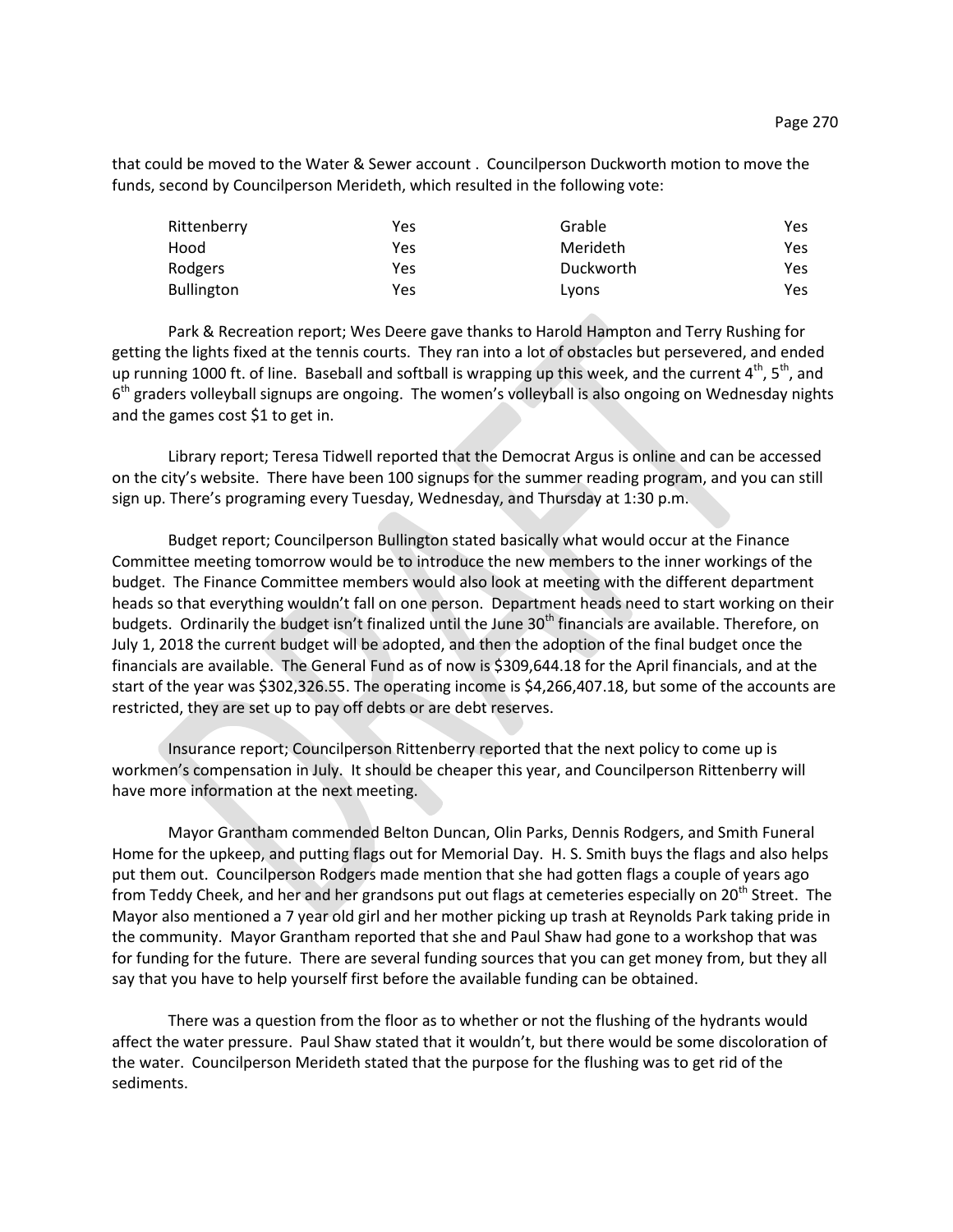that could be moved to the Water & Sewer account . Councilperson Duckworth motion to move the funds, second by Councilperson Merideth, which resulted in the following vote:

| | | | |
|---|---|---|---|
| Rittenberry | Yes | Grable | Yes |
| Hood | Yes | Merideth | Yes |
| Rodgers | Yes | Duckworth | Yes |
| Bullington | Yes | Lyons | Yes |

Park & Recreation report; Wes Deere gave thanks to Harold Hampton and Terry Rushing for getting the lights fixed at the tennis courts. They ran into a lot of obstacles but persevered, and ended up running 1000 ft. of line. Baseball and softball is wrapping up this week, and the current 4th, 5th, and 6th graders volleyball signups are ongoing. The women's volleyball is also ongoing on Wednesday nights and the games cost $1 to get in.

Library report; Teresa Tidwell reported that the Democrat Argus is online and can be accessed on the city's website. There have been 100 signups for the summer reading program, and you can still sign up. There's programing every Tuesday, Wednesday, and Thursday at 1:30 p.m.

Budget report; Councilperson Bullington stated basically what would occur at the Finance Committee meeting tomorrow would be to introduce the new members to the inner workings of the budget. The Finance Committee members would also look at meeting with the different department heads so that everything wouldn't fall on one person. Department heads need to start working on their budgets. Ordinarily the budget isn't finalized until the June 30th financials are available. Therefore, on July 1, 2018 the current budget will be adopted, and then the adoption of the final budget once the financials are available. The General Fund as of now is $309,644.18 for the April financials, and at the start of the year was $302,326.55. The operating income is $4,266,407.18, but some of the accounts are restricted, they are set up to pay off debts or are debt reserves.

Insurance report; Councilperson Rittenberry reported that the next policy to come up is workmen's compensation in July. It should be cheaper this year, and Councilperson Rittenberry will have more information at the next meeting.

Mayor Grantham commended Belton Duncan, Olin Parks, Dennis Rodgers, and Smith Funeral Home for the upkeep, and putting flags out for Memorial Day. H. S. Smith buys the flags and also helps put them out. Councilperson Rodgers made mention that she had gotten flags a couple of years ago from Teddy Cheek, and her and her grandsons put out flags at cemeteries especially on 20th Street. The Mayor also mentioned a 7 year old girl and her mother picking up trash at Reynolds Park taking pride in the community. Mayor Grantham reported that she and Paul Shaw had gone to a workshop that was for funding for the future. There are several funding sources that you can get money from, but they all say that you have to help yourself first before the available funding can be obtained.

There was a question from the floor as to whether or not the flushing of the hydrants would affect the water pressure. Paul Shaw stated that it wouldn't, but there would be some discoloration of the water. Councilperson Merideth stated that the purpose for the flushing was to get rid of the sediments.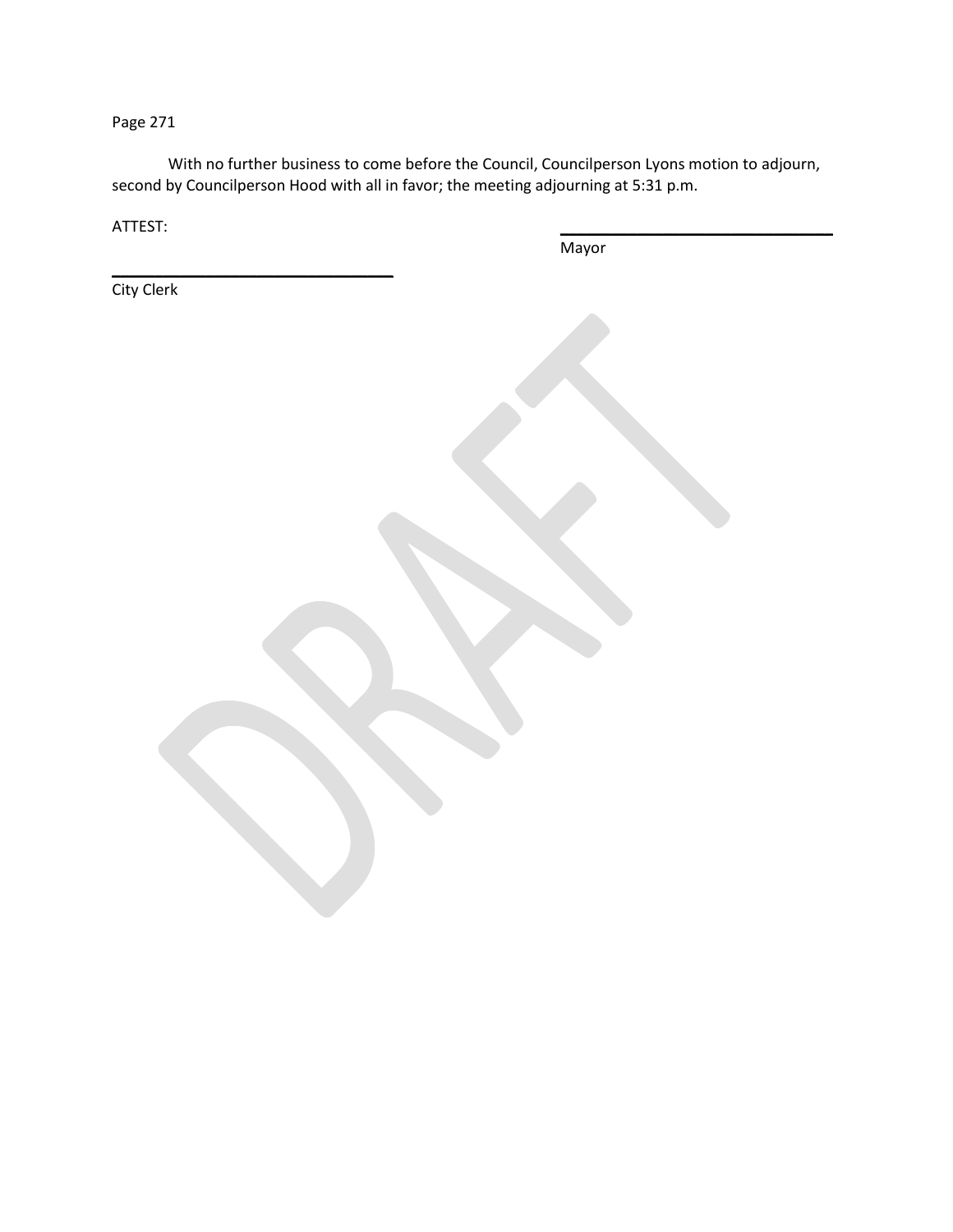With no further business to come before the Council, Councilperson Lyons motion to adjourn, second by Councilperson Hood with all in favor; the meeting adjourning at 5:31 p.m.

ATTEST:

\_\_\_\_\_\_\_\_\_\_\_\_\_\_\_\_\_\_\_\_\_\_\_\_\_\_\_\_\_\_
Mayor

\_\_\_\_\_\_\_\_\_\_\_\_\_\_\_\_\_\_\_\_\_\_\_\_\_\_\_\_\_\_
City Clerk

DRAFT